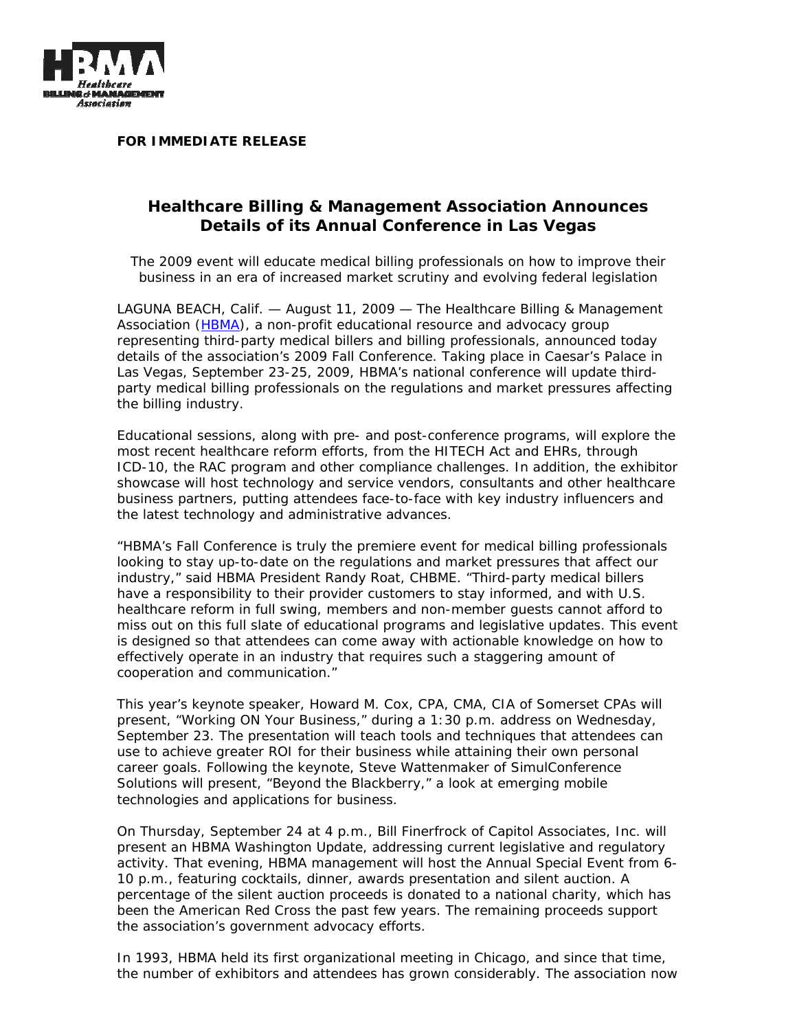**FOR IMMEDIATE RELEASE**

# Healthcare Billing & Management Association Announces Details of its Annual Conference in Las Vegas

*The 2009 event will educate medical billing professionals on how to improve their business in an era of increased market scrutiny and evolving federal legislation*

LAGUNA BEACH, Calif. — August 11, 2009 — The Healthcare Billing & Management Association (HBMA), a non-profit educational resource and advocacy group representing third-party medical billers and billing professionals, announced today details of the association's 2009 Fall Conference. Taking place in Caesar's Palace in Las Vegas, September 23-25, 2009, HBMA's national conference will update third-party medical billing professionals on the regulations and market pressures affecting the billing industry.

Educational sessions, along with pre- and post-conference programs, will explore the most recent healthcare reform efforts, from the HITECH Act and EHRs, through ICD-10, the RAC program and other compliance challenges. In addition, the exhibitor showcase will host technology and service vendors, consultants and other healthcare business partners, putting attendees face-to-face with key industry influencers and the latest technology and administrative advances.

"HBMA's Fall Conference is truly the premiere event for medical billing professionals looking to stay up-to-date on the regulations and market pressures that affect our industry," said HBMA President Randy Roat, CHBME. "Third-party medical billers have a responsibility to their provider customers to stay informed, and with U.S. healthcare reform in full swing, members and non-member guests cannot afford to miss out on this full slate of educational programs and legislative updates. This event is designed so that attendees can come away with actionable knowledge on how to effectively operate in an industry that requires such a staggering amount of cooperation and communication."

This year's keynote speaker, Howard M. Cox, CPA, CMA, CIA of Somerset CPAs will present, "Working ON Your Business," during a 1:30 p.m. address on Wednesday, September 23. The presentation will teach tools and techniques that attendees can use to achieve greater ROI for their business while attaining their own personal career goals. Following the keynote, Steve Wattenmaker of SimulConference Solutions will present, "Beyond the Blackberry," a look at emerging mobile technologies and applications for business.

On Thursday, September 24 at 4 p.m., Bill Finerfrock of Capitol Associates, Inc. will present an HBMA Washington Update, addressing current legislative and regulatory activity. That evening, HBMA management will host the Annual Special Event from 6-10 p.m., featuring cocktails, dinner, awards presentation and silent auction. A percentage of the silent auction proceeds is donated to a national charity, which has been the American Red Cross the past few years. The remaining proceeds support the association's government advocacy efforts.

In 1993, HBMA held its first organizational meeting in Chicago, and since that time, the number of exhibitors and attendees has grown considerably. The association now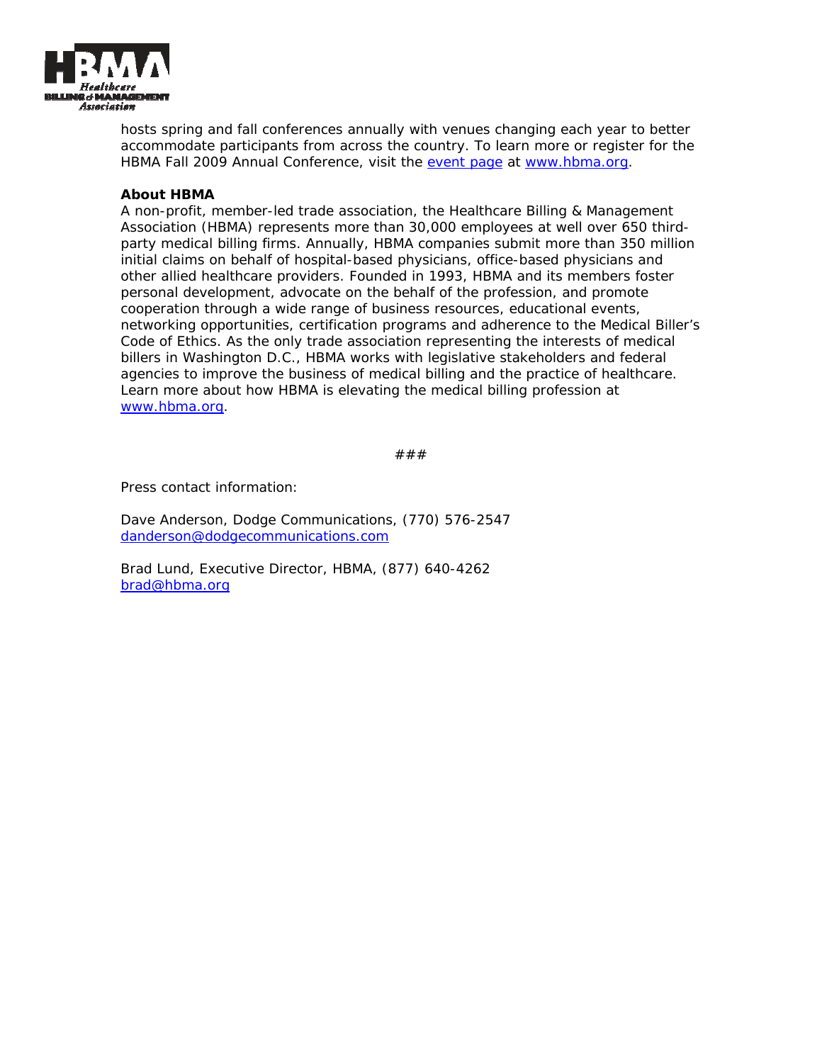hosts spring and fall conferences annually with venues changing each year to better accommodate participants from across the country. To learn more or register for the HBMA Fall 2009 Annual Conference, visit the event page at www.hbma.org.

**About HBMA**

A non-profit, member-led trade association, the Healthcare Billing & Management Association (HBMA) represents more than 30,000 employees at well over 650 third-party medical billing firms. Annually, HBMA companies submit more than 350 million initial claims on behalf of hospital-based physicians, office-based physicians and other allied healthcare providers. Founded in 1993, HBMA and its members foster personal development, advocate on the behalf of the profession, and promote cooperation through a wide range of business resources, educational events, networking opportunities, certification programs and adherence to the Medical Biller's Code of Ethics. As the only trade association representing the interests of medical billers in Washington D.C., HBMA works with legislative stakeholders and federal agencies to improve the business of medical billing and the practice of healthcare. Learn more about how HBMA is elevating the medical billing profession at www.hbma.org.

###

Press contact information:

Dave Anderson, Dodge Communications, (770) 576-2547
danderson@dodgecommunications.com

Brad Lund, Executive Director, HBMA, (877) 640-4262
brad@hbma.org